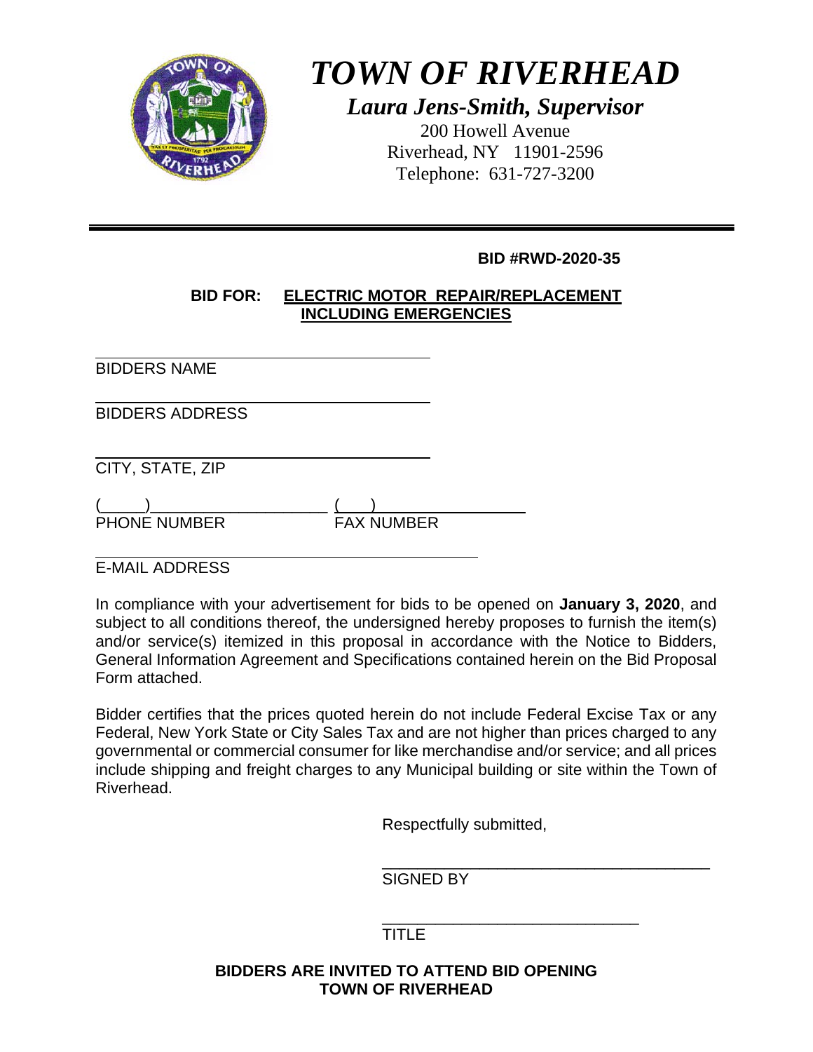# *TOWN OF RIVERHEAD*

## *Laura Jens-Smith, Supervisor*

200 Howell Avenue
Riverhead, NY 11901-2596
Telephone: 631-727-3200

---

**BID #RWD-2020-35**

**BID FOR: ELECTRIC MOTOR REPAIR/REPLACEMENT INCLUDING EMERGENCIES**

______________________________________
BIDDERS NAME

______________________________________
BIDDERS ADDRESS

______________________________________
CITY, STATE, ZIP

(_____)____________________ (___)________________
PHONE NUMBER FAX NUMBER

____________________________________________
E-MAIL ADDRESS

In compliance with your advertisement for bids to be opened on **January 3, 2020**, and subject to all conditions thereof, the undersigned hereby proposes to furnish the item(s) and/or service(s) itemized in this proposal in accordance with the Notice to Bidders, General Information Agreement and Specifications contained herein on the Bid Proposal Form attached.

Bidder certifies that the prices quoted herein do not include Federal Excise Tax or any Federal, New York State or City Sales Tax and are not higher than prices charged to any governmental or commercial consumer for like merchandise and/or service; and all prices include shipping and freight charges to any Municipal building or site within the Town of Riverhead.

Respectfully submitted,

_____________________________________
SIGNED BY

______________________________
TITLE

**BIDDERS ARE INVITED TO ATTEND BID OPENING**
**TOWN OF RIVERHEAD**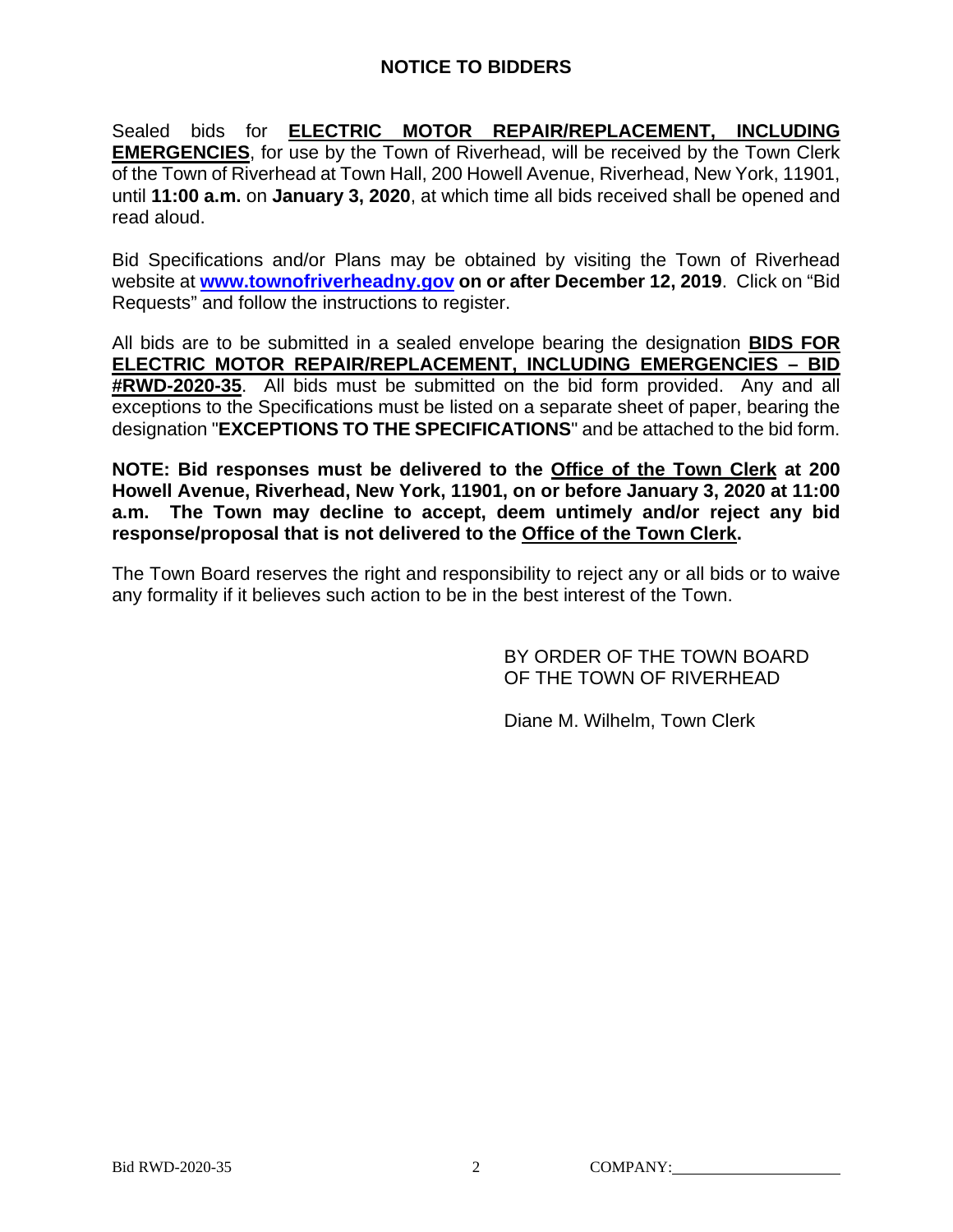# NOTICE TO BIDDERS

Sealed bids for **ELECTRIC MOTOR REPAIR/REPLACEMENT, INCLUDING EMERGENCIES**, for use by the Town of Riverhead, will be received by the Town Clerk of the Town of Riverhead at Town Hall, 200 Howell Avenue, Riverhead, New York, 11901, until **11:00 a.m.** on **January 3, 2020**, at which time all bids received shall be opened and read aloud.

Bid Specifications and/or Plans may be obtained by visiting the Town of Riverhead website at **www.townofriverheadny.gov** **on or after December 12, 2019**. Click on "Bid Requests" and follow the instructions to register.

All bids are to be submitted in a sealed envelope bearing the designation **BIDS FOR ELECTRIC MOTOR REPAIR/REPLACEMENT, INCLUDING EMERGENCIES – BID #RWD-2020-35**. All bids must be submitted on the bid form provided. Any and all exceptions to the Specifications must be listed on a separate sheet of paper, bearing the designation "**EXCEPTIONS TO THE SPECIFICATIONS**" and be attached to the bid form.

**NOTE: Bid responses must be delivered to the Office of the Town Clerk at 200 Howell Avenue, Riverhead, New York, 11901, on or before January 3, 2020 at 11:00 a.m. The Town may decline to accept, deem untimely and/or reject any bid response/proposal that is not delivered to the Office of the Town Clerk.**

The Town Board reserves the right and responsibility to reject any or all bids or to waive any formality if it believes such action to be in the best interest of the Town.

BY ORDER OF THE TOWN BOARD
OF THE TOWN OF RIVERHEAD

Diane M. Wilhelm, Town Clerk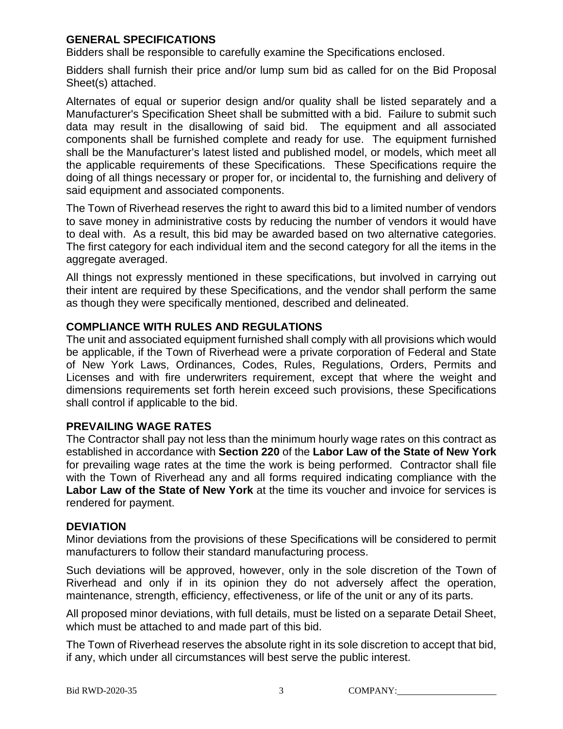## GENERAL SPECIFICATIONS

Bidders shall be responsible to carefully examine the Specifications enclosed.

Bidders shall furnish their price and/or lump sum bid as called for on the Bid Proposal Sheet(s) attached.

Alternates of equal or superior design and/or quality shall be listed separately and a Manufacturer's Specification Sheet shall be submitted with a bid. Failure to submit such data may result in the disallowing of said bid. The equipment and all associated components shall be furnished complete and ready for use. The equipment furnished shall be the Manufacturer's latest listed and published model, or models, which meet all the applicable requirements of these Specifications. These Specifications require the doing of all things necessary or proper for, or incidental to, the furnishing and delivery of said equipment and associated components.

The Town of Riverhead reserves the right to award this bid to a limited number of vendors to save money in administrative costs by reducing the number of vendors it would have to deal with. As a result, this bid may be awarded based on two alternative categories. The first category for each individual item and the second category for all the items in the aggregate averaged.

All things not expressly mentioned in these specifications, but involved in carrying out their intent are required by these Specifications, and the vendor shall perform the same as though they were specifically mentioned, described and delineated.

## COMPLIANCE WITH RULES AND REGULATIONS

The unit and associated equipment furnished shall comply with all provisions which would be applicable, if the Town of Riverhead were a private corporation of Federal and State of New York Laws, Ordinances, Codes, Rules, Regulations, Orders, Permits and Licenses and with fire underwriters requirement, except that where the weight and dimensions requirements set forth herein exceed such provisions, these Specifications shall control if applicable to the bid.

## PREVAILING WAGE RATES

The Contractor shall pay not less than the minimum hourly wage rates on this contract as established in accordance with **Section 220** of the **Labor Law of the State of New York** for prevailing wage rates at the time the work is being performed. Contractor shall file with the Town of Riverhead any and all forms required indicating compliance with the **Labor Law of the State of New York** at the time its voucher and invoice for services is rendered for payment.

## DEVIATION

Minor deviations from the provisions of these Specifications will be considered to permit manufacturers to follow their standard manufacturing process.

Such deviations will be approved, however, only in the sole discretion of the Town of Riverhead and only if in its opinion they do not adversely affect the operation, maintenance, strength, efficiency, effectiveness, or life of the unit or any of its parts.

All proposed minor deviations, with full details, must be listed on a separate Detail Sheet, which must be attached to and made part of this bid.

The Town of Riverhead reserves the absolute right in its sole discretion to accept that bid, if any, which under all circumstances will best serve the public interest.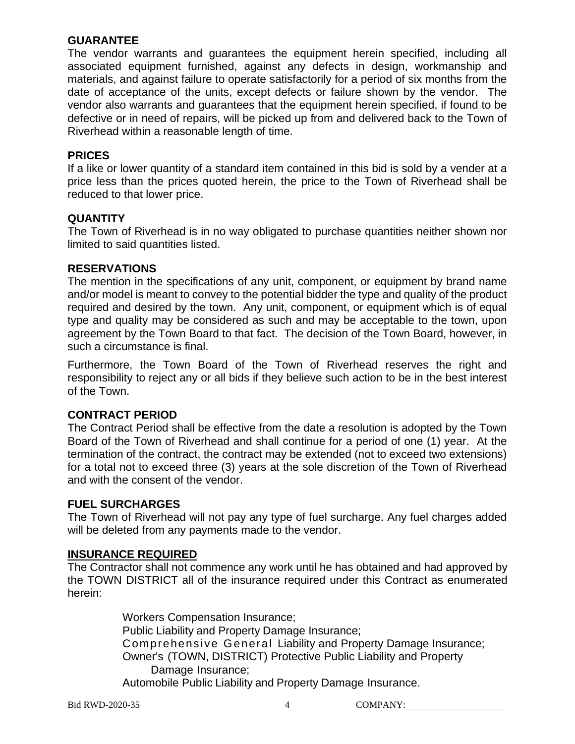## GUARANTEE

The vendor warrants and guarantees the equipment herein specified, including all associated equipment furnished, against any defects in design, workmanship and materials, and against failure to operate satisfactorily for a period of six months from the date of acceptance of the units, except defects or failure shown by the vendor. The vendor also warrants and guarantees that the equipment herein specified, if found to be defective or in need of repairs, will be picked up from and delivered back to the Town of Riverhead within a reasonable length of time.

## PRICES

If a like or lower quantity of a standard item contained in this bid is sold by a vender at a price less than the prices quoted herein, the price to the Town of Riverhead shall be reduced to that lower price.

## QUANTITY

The Town of Riverhead is in no way obligated to purchase quantities neither shown nor limited to said quantities listed.

## RESERVATIONS

The mention in the specifications of any unit, component, or equipment by brand name and/or model is meant to convey to the potential bidder the type and quality of the product required and desired by the town. Any unit, component, or equipment which is of equal type and quality may be considered as such and may be acceptable to the town, upon agreement by the Town Board to that fact. The decision of the Town Board, however, in such a circumstance is final.

Furthermore, the Town Board of the Town of Riverhead reserves the right and responsibility to reject any or all bids if they believe such action to be in the best interest of the Town.

## CONTRACT PERIOD

The Contract Period shall be effective from the date a resolution is adopted by the Town Board of the Town of Riverhead and shall continue for a period of one (1) year. At the termination of the contract, the contract may be extended (not to exceed two extensions) for a total not to exceed three (3) years at the sole discretion of the Town of Riverhead and with the consent of the vendor.

## FUEL SURCHARGES

The Town of Riverhead will not pay any type of fuel surcharge. Any fuel charges added will be deleted from any payments made to the vendor.

## INSURANCE REQUIRED

The Contractor shall not commence any work until he has obtained and had approved by the TOWN DISTRICT all of the insurance required under this Contract as enumerated herein:

Workers Compensation Insurance;
Public Liability and Property Damage Insurance;
Comprehensive General Liability and Property Damage Insurance;
Owner's (TOWN, DISTRICT) Protective Public Liability and Property Damage Insurance;
Automobile Public Liability and Property Damage Insurance.

Bid RWD-2020-35 COMPANY:_____________________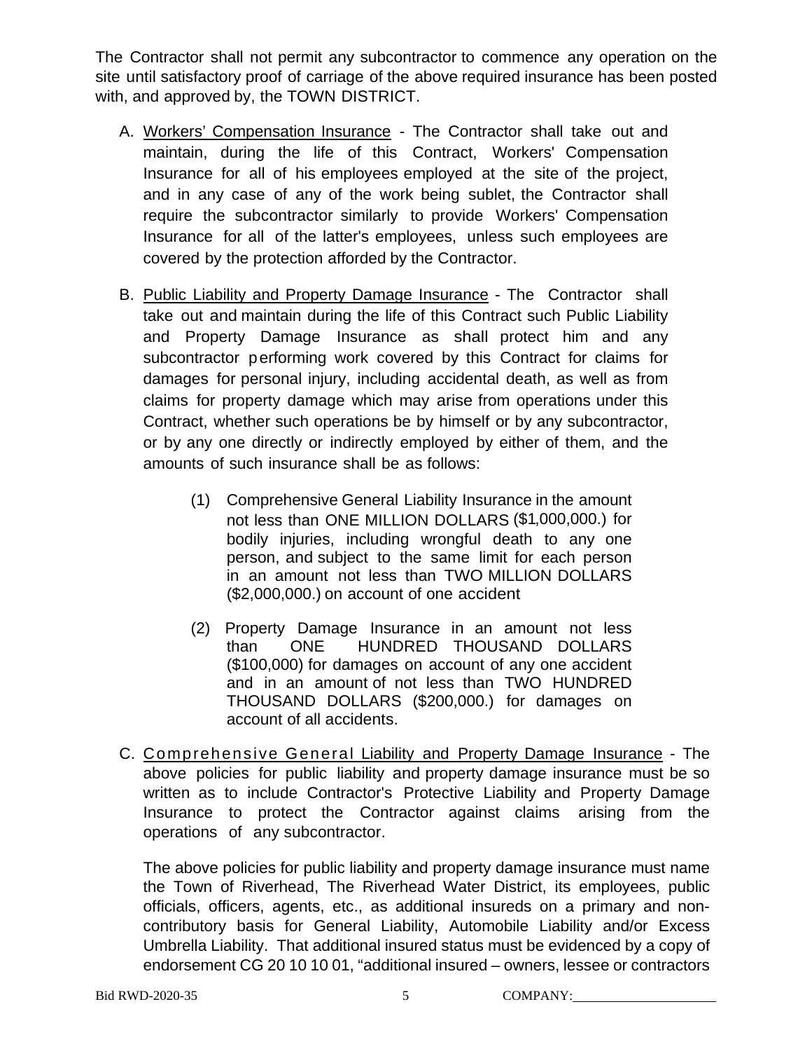The Contractor shall not permit any subcontractor to commence any operation on the site until satisfactory proof of carriage of the above required insurance has been posted with, and approved by, the TOWN DISTRICT.

A. <u>Workers' Compensation Insurance</u> - The Contractor shall take out and maintain, during the life of this Contract, Workers' Compensation Insurance for all of his employees employed at the site of the project, and in any case of any of the work being sublet, the Contractor shall require the subcontractor similarly to provide Workers' Compensation Insurance for all of the latter's employees, unless such employees are covered by the protection afforded by the Contractor.

B. <u>Public Liability and Property Damage Insurance</u> - The Contractor shall take out and maintain during the life of this Contract such Public Liability and Property Damage Insurance as shall protect him and any subcontractor performing work covered by this Contract for claims for damages for personal injury, including accidental death, as well as from claims for property damage which may arise from operations under this Contract, whether such operations be by himself or by any subcontractor, or by any one directly or indirectly employed by either of them, and the amounts of such insurance shall be as follows:

   (1) Comprehensive General Liability Insurance in the amount not less than ONE MILLION DOLLARS ($1,000,000.) for bodily injuries, including wrongful death to any one person, and subject to the same limit for each person in an amount not less than TWO MILLION DOLLARS ($2,000,000.) on account of one accident

   (2) Property Damage Insurance in an amount not less than ONE HUNDRED THOUSAND DOLLARS ($100,000) for damages on account of any one accident and in an amount of not less than TWO HUNDRED THOUSAND DOLLARS ($200,000.) for damages on account of all accidents.

C. <u>Comprehensive General Liability and Property Damage Insurance</u> - The above policies for public liability and property damage insurance must be so written as to include Contractor's Protective Liability and Property Damage Insurance to protect the Contractor against claims arising from the operations of any subcontractor.

   The above policies for public liability and property damage insurance must name the Town of Riverhead, The Riverhead Water District, its employees, public officials, officers, agents, etc., as additional insureds on a primary and non-contributory basis for General Liability, Automobile Liability and/or Excess Umbrella Liability. That additional insured status must be evidenced by a copy of endorsement CG 20 10 10 01, "additional insured – owners, lessee or contractors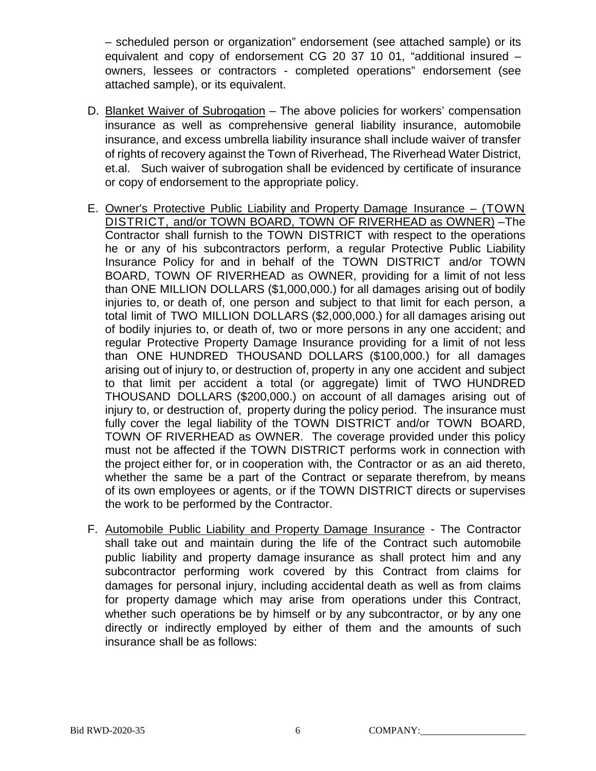– scheduled person or organization" endorsement (see attached sample) or its equivalent and copy of endorsement CG 20 37 10 01, "additional insured – owners, lessees or contractors - completed operations" endorsement (see attached sample), or its equivalent.

D. Blanket Waiver of Subrogation – The above policies for workers' compensation insurance as well as comprehensive general liability insurance, automobile insurance, and excess umbrella liability insurance shall include waiver of transfer of rights of recovery against the Town of Riverhead, The Riverhead Water District, et.al. Such waiver of subrogation shall be evidenced by certificate of insurance or copy of endorsement to the appropriate policy.

E. Owner's Protective Public Liability and Property Damage Insurance – (TOWN DISTRICT, and/or TOWN BOARD, TOWN OF RIVERHEAD as OWNER) –The Contractor shall furnish to the TOWN DISTRICT with respect to the operations he or any of his subcontractors perform, a regular Protective Public Liability Insurance Policy for and in behalf of the TOWN DISTRICT and/or TOWN BOARD, TOWN OF RIVERHEAD as OWNER, providing for a limit of not less than ONE MILLION DOLLARS ($1,000,000.) for all damages arising out of bodily injuries to, or death of, one person and subject to that limit for each person, a total limit of TWO MILLION DOLLARS ($2,000,000.) for all damages arising out of bodily injuries to, or death of, two or more persons in any one accident; and regular Protective Property Damage Insurance providing for a limit of not less than ONE HUNDRED THOUSAND DOLLARS ($100,000.) for all damages arising out of injury to, or destruction of, property in any one accident and subject to that limit per accident a total (or aggregate) limit of TWO HUNDRED THOUSAND DOLLARS ($200,000.) on account of all damages arising out of injury to, or destruction of, property during the policy period. The insurance must fully cover the legal liability of the TOWN DISTRICT and/or TOWN BOARD, TOWN OF RIVERHEAD as OWNER. The coverage provided under this policy must not be affected if the TOWN DISTRICT performs work in connection with the project either for, or in cooperation with, the Contractor or as an aid thereto, whether the same be a part of the Contract or separate therefrom, by means of its own employees or agents, or if the TOWN DISTRICT directs or supervises the work to be performed by the Contractor.

F. Automobile Public Liability and Property Damage Insurance - The Contractor shall take out and maintain during the life of the Contract such automobile public liability and property damage insurance as shall protect him and any subcontractor performing work covered by this Contract from claims for damages for personal injury, including accidental death as well as from claims for property damage which may arise from operations under this Contract, whether such operations be by himself or by any subcontractor, or by any one directly or indirectly employed by either of them and the amounts of such insurance shall be as follows: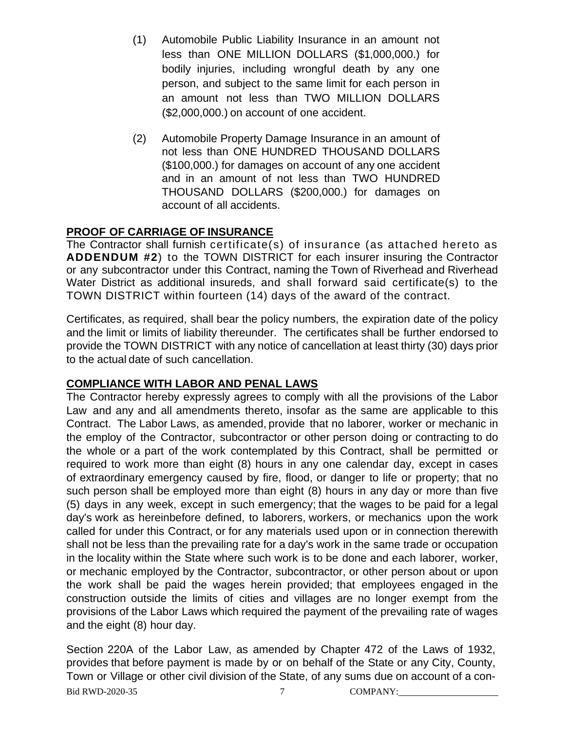(1) Automobile Public Liability Insurance in an amount not less than ONE MILLION DOLLARS ($1,000,000.) for bodily injuries, including wrongful death by any one person, and subject to the same limit for each person in an amount not less than TWO MILLION DOLLARS ($2,000,000.) on account of one accident.

(2) Automobile Property Damage Insurance in an amount of not less than ONE HUNDRED THOUSAND DOLLARS ($100,000.) for damages on account of any one accident and in an amount of not less than TWO HUNDRED THOUSAND DOLLARS ($200,000.) for damages on account of all accidents.

**PROOF OF CARRIAGE OF INSURANCE**

The Contractor shall furnish certificate(s) of insurance (as attached hereto as **ADDENDUM #2**) to the TOWN DISTRICT for each insurer insuring the Contractor or any subcontractor under this Contract, naming the Town of Riverhead and Riverhead Water District as additional insureds, and shall forward said certificate(s) to the TOWN DISTRICT within fourteen (14) days of the award of the contract.

Certificates, as required, shall bear the policy numbers, the expiration date of the policy and the limit or limits of liability thereunder. The certificates shall be further endorsed to provide the TOWN DISTRICT with any notice of cancellation at least thirty (30) days prior to the actual date of such cancellation.

**COMPLIANCE WITH LABOR AND PENAL LAWS**

The Contractor hereby expressly agrees to comply with all the provisions of the Labor Law and any and all amendments thereto, insofar as the same are applicable to this Contract. The Labor Laws, as amended, provide that no laborer, worker or mechanic in the employ of the Contractor, subcontractor or other person doing or contracting to do the whole or a part of the work contemplated by this Contract, shall be permitted or required to work more than eight (8) hours in any one calendar day, except in cases of extraordinary emergency caused by fire, flood, or danger to life or property; that no such person shall be employed more than eight (8) hours in any day or more than five (5) days in any week, except in such emergency; that the wages to be paid for a legal day's work as hereinbefore defined, to laborers, workers, or mechanics upon the work called for under this Contract, or for any materials used upon or in connection therewith shall not be less than the prevailing rate for a day's work in the same trade or occupation in the locality within the State where such work is to be done and each laborer, worker, or mechanic employed by the Contractor, subcontractor, or other person about or upon the work shall be paid the wages herein provided; that employees engaged in the construction outside the limits of cities and villages are no longer exempt from the provisions of the Labor Laws which required the payment of the prevailing rate of wages and the eight (8) hour day.

Section 220A of the Labor Law, as amended by Chapter 472 of the Laws of 1932, provides that before payment is made by or on behalf of the State or any City, County, Town or Village or other civil division of the State, of any sums due on account of a con-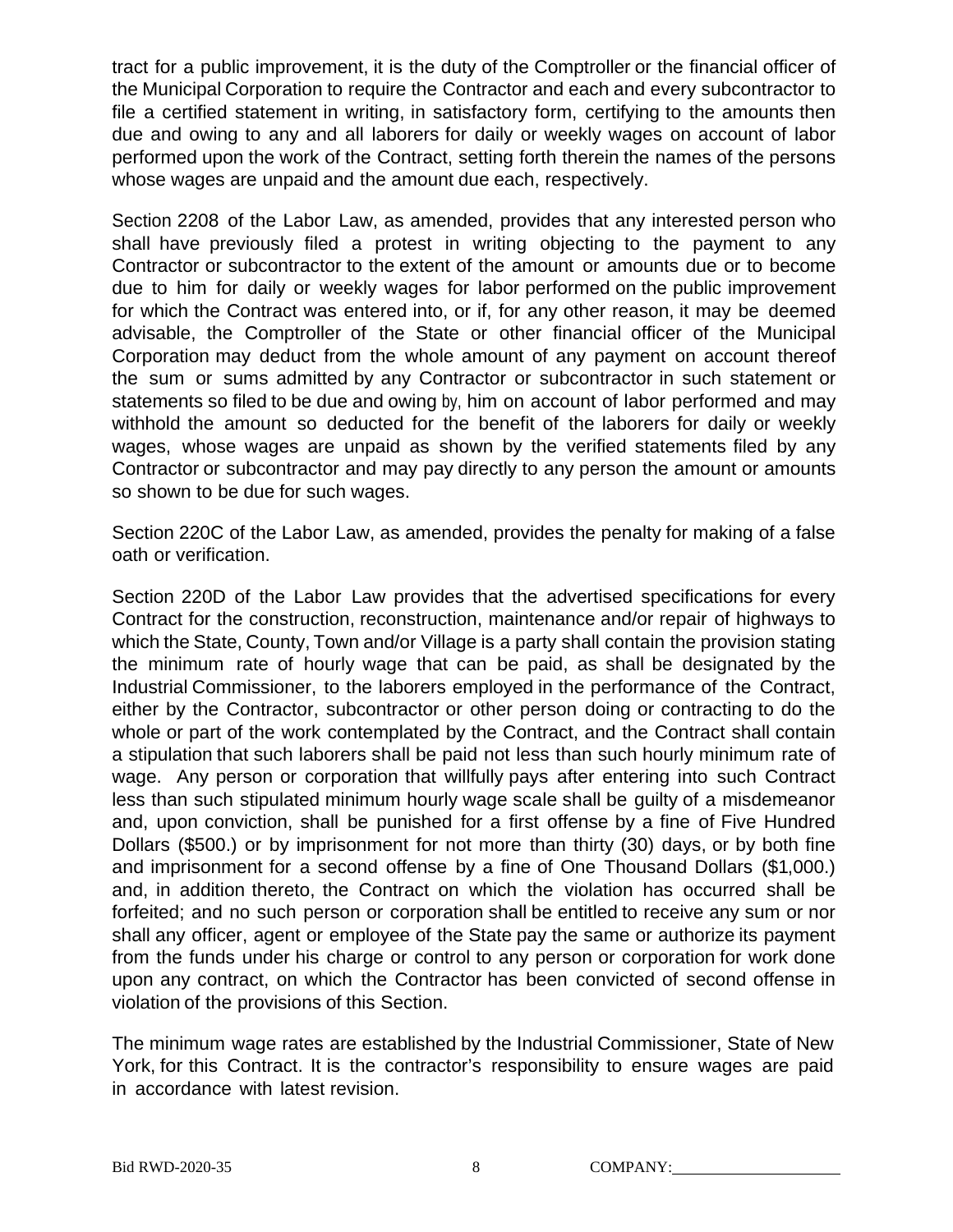tract for a public improvement, it is the duty of the Comptroller or the financial officer of the Municipal Corporation to require the Contractor and each and every subcontractor to file a certified statement in writing, in satisfactory form, certifying to the amounts then due and owing to any and all laborers for daily or weekly wages on account of labor performed upon the work of the Contract, setting forth therein the names of the persons whose wages are unpaid and the amount due each, respectively.

Section 2208 of the Labor Law, as amended, provides that any interested person who shall have previously filed a protest in writing objecting to the payment to any Contractor or subcontractor to the extent of the amount or amounts due or to become due to him for daily or weekly wages for labor performed on the public improvement for which the Contract was entered into, or if, for any other reason, it may be deemed advisable, the Comptroller of the State or other financial officer of the Municipal Corporation may deduct from the whole amount of any payment on account thereof the sum or sums admitted by any Contractor or subcontractor in such statement or statements so filed to be due and owing by, him on account of labor performed and may withhold the amount so deducted for the benefit of the laborers for daily or weekly wages, whose wages are unpaid as shown by the verified statements filed by any Contractor or subcontractor and may pay directly to any person the amount or amounts so shown to be due for such wages.

Section 220C of the Labor Law, as amended, provides the penalty for making of a false oath or verification.

Section 220D of the Labor Law provides that the advertised specifications for every Contract for the construction, reconstruction, maintenance and/or repair of highways to which the State, County, Town and/or Village is a party shall contain the provision stating the minimum rate of hourly wage that can be paid, as shall be designated by the Industrial Commissioner, to the laborers employed in the performance of the Contract, either by the Contractor, subcontractor or other person doing or contracting to do the whole or part of the work contemplated by the Contract, and the Contract shall contain a stipulation that such laborers shall be paid not less than such hourly minimum rate of wage. Any person or corporation that willfully pays after entering into such Contract less than such stipulated minimum hourly wage scale shall be guilty of a misdemeanor and, upon conviction, shall be punished for a first offense by a fine of Five Hundred Dollars ($500.) or by imprisonment for not more than thirty (30) days, or by both fine and imprisonment for a second offense by a fine of One Thousand Dollars ($1,000.) and, in addition thereto, the Contract on which the violation has occurred shall be forfeited; and no such person or corporation shall be entitled to receive any sum or nor shall any officer, agent or employee of the State pay the same or authorize its payment from the funds under his charge or control to any person or corporation for work done upon any contract, on which the Contractor has been convicted of second offense in violation of the provisions of this Section.

The minimum wage rates are established by the Industrial Commissioner, State of New York, for this Contract. It is the contractor's responsibility to ensure wages are paid in accordance with latest revision.

Bid RWD-2020-35 COMPANY:\_\_\_\_\_\_\_\_\_\_\_\_\_\_\_\_\_\_\_\_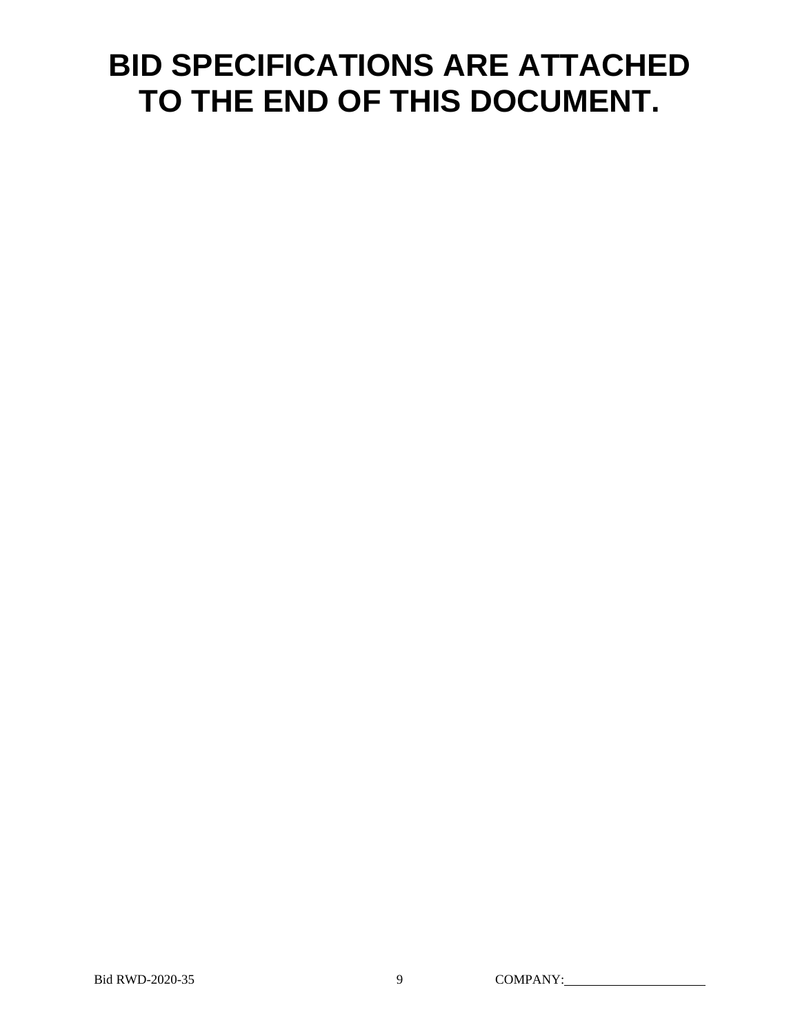# BID SPECIFICATIONS ARE ATTACHED TO THE END OF THIS DOCUMENT.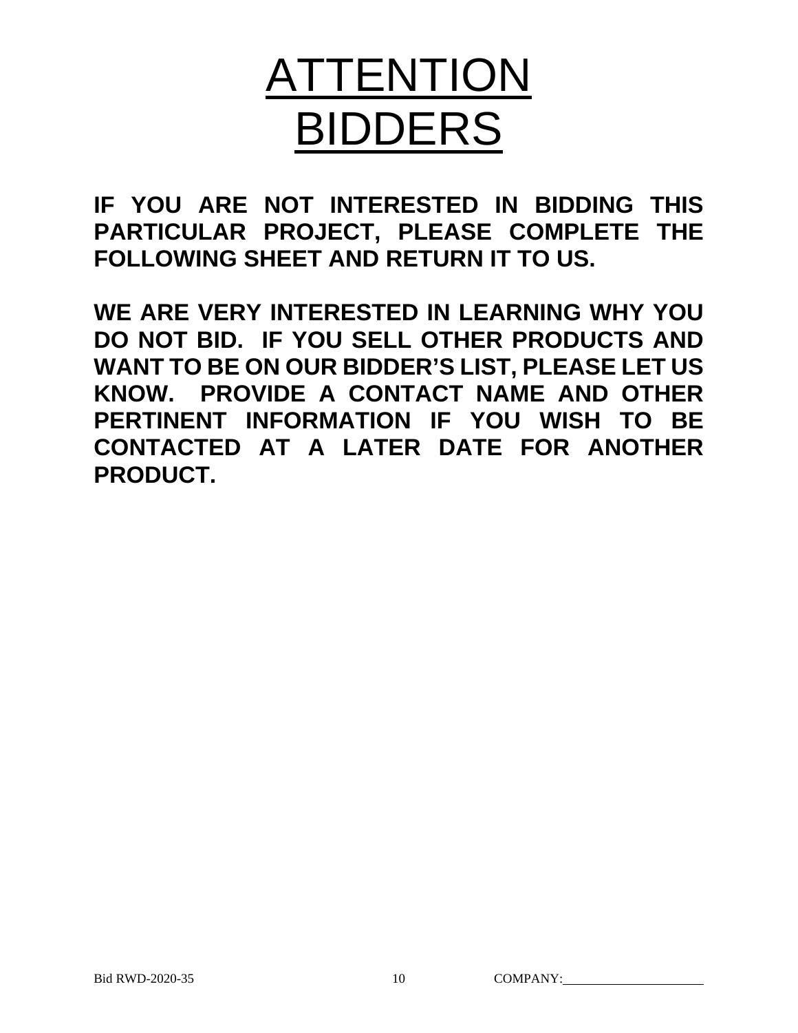# ATTENTION BIDDERS

**IF YOU ARE NOT INTERESTED IN BIDDING THIS PARTICULAR PROJECT, PLEASE COMPLETE THE FOLLOWING SHEET AND RETURN IT TO US.**

**WE ARE VERY INTERESTED IN LEARNING WHY YOU DO NOT BID. IF YOU SELL OTHER PRODUCTS AND WANT TO BE ON OUR BIDDER'S LIST, PLEASE LET US KNOW. PROVIDE A CONTACT NAME AND OTHER PERTINENT INFORMATION IF YOU WISH TO BE CONTACTED AT A LATER DATE FOR ANOTHER PRODUCT.**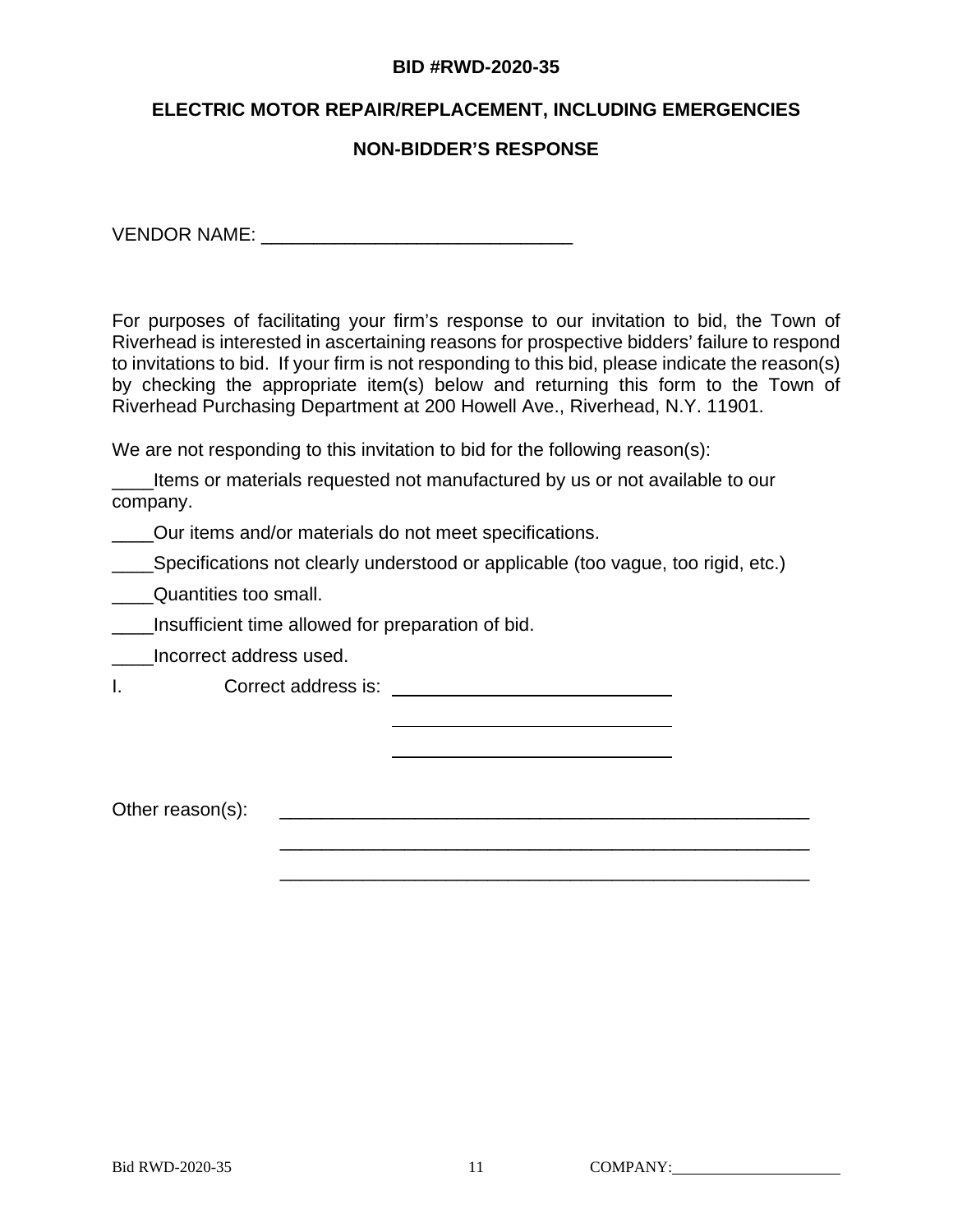**BID #RWD-2020-35**

**ELECTRIC MOTOR REPAIR/REPLACEMENT, INCLUDING EMERGENCIES**

**NON-BIDDER'S RESPONSE**

VENDOR NAME: ______________________________

For purposes of facilitating your firm's response to our invitation to bid, the Town of Riverhead is interested in ascertaining reasons for prospective bidders' failure to respond to invitations to bid. If your firm is not responding to this bid, please indicate the reason(s) by checking the appropriate item(s) below and returning this form to the Town of Riverhead Purchasing Department at 200 Howell Ave., Riverhead, N.Y. 11901.

We are not responding to this invitation to bid for the following reason(s):

____Items or materials requested not manufactured by us or not available to our company.

____Our items and/or materials do not meet specifications.

____Specifications not clearly understood or applicable (too vague, too rigid, etc.)

____Quantities too small.

____Insufficient time allowed for preparation of bid.

____Incorrect address used.

I. Correct address is: ____________________________

____________________________

____________________________

Other reason(s): _____________________________________________________

_____________________________________________________

_____________________________________________________

COMPANY: ____________________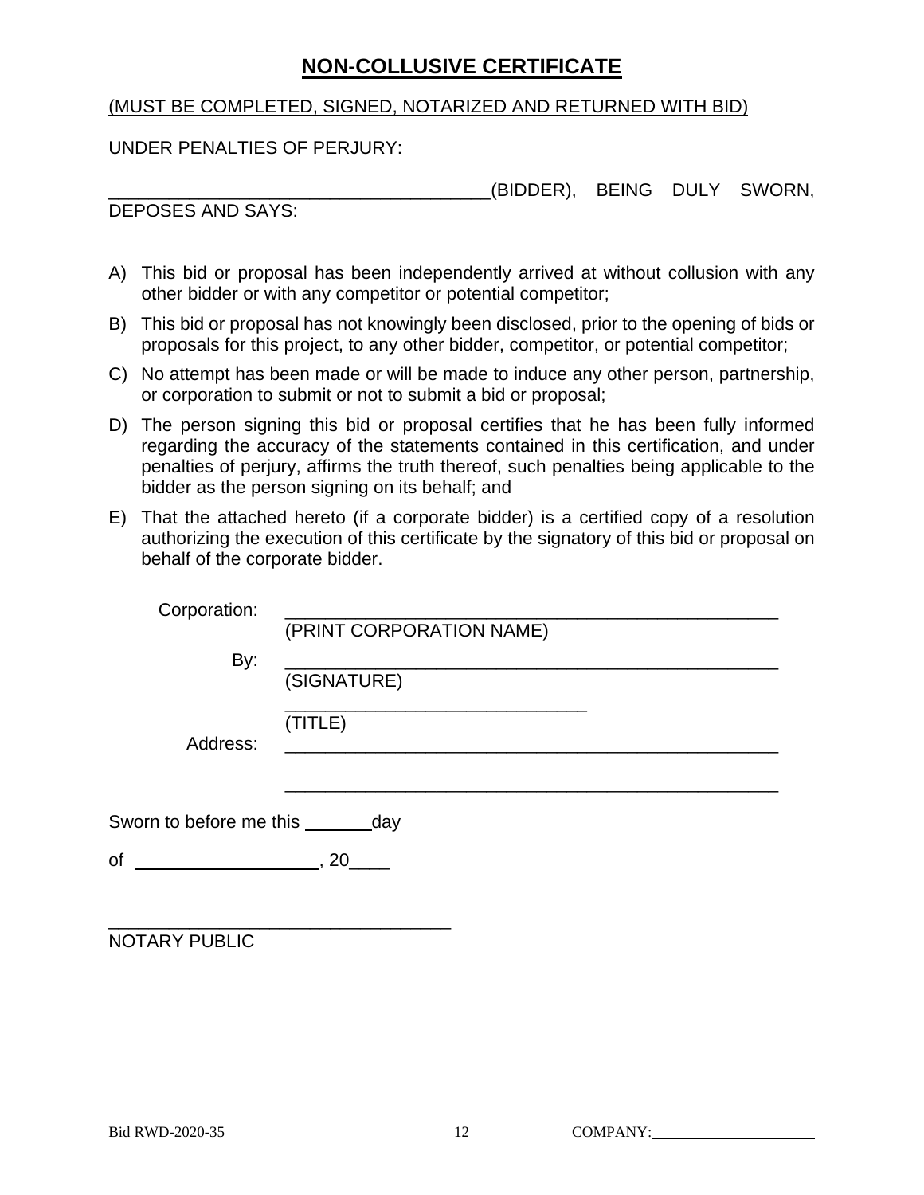# NON-COLLUSIVE CERTIFICATE

(MUST BE COMPLETED, SIGNED, NOTARIZED AND RETURNED WITH BID)

UNDER PENALTIES OF PERJURY:

______________________________________(BIDDER), BEING DULY SWORN, DEPOSES AND SAYS:

A) This bid or proposal has been independently arrived at without collusion with any other bidder or with any competitor or potential competitor;

B) This bid or proposal has not knowingly been disclosed, prior to the opening of bids or proposals for this project, to any other bidder, competitor, or potential competitor;

C) No attempt has been made or will be made to induce any other person, partnership, or corporation to submit or not to submit a bid or proposal;

D) The person signing this bid or proposal certifies that he has been fully informed regarding the accuracy of the statements contained in this certification, and under penalties of perjury, affirms the truth thereof, such penalties being applicable to the bidder as the person signing on its behalf; and

E) That the attached hereto (if a corporate bidder) is a certified copy of a resolution authorizing the execution of this certificate by the signatory of this bid or proposal on behalf of the corporate bidder.

Corporation: ________________________________________________
(PRINT CORPORATION NAME)

By: ________________________________________________
(SIGNATURE)

______________________________
(TITLE)

Address: ________________________________________________

________________________________________________

Sworn to before me this _______day

of __________________, 20____

__________________________________
NOTARY PUBLIC

Bid RWD-2020-35 COMPANY:____________________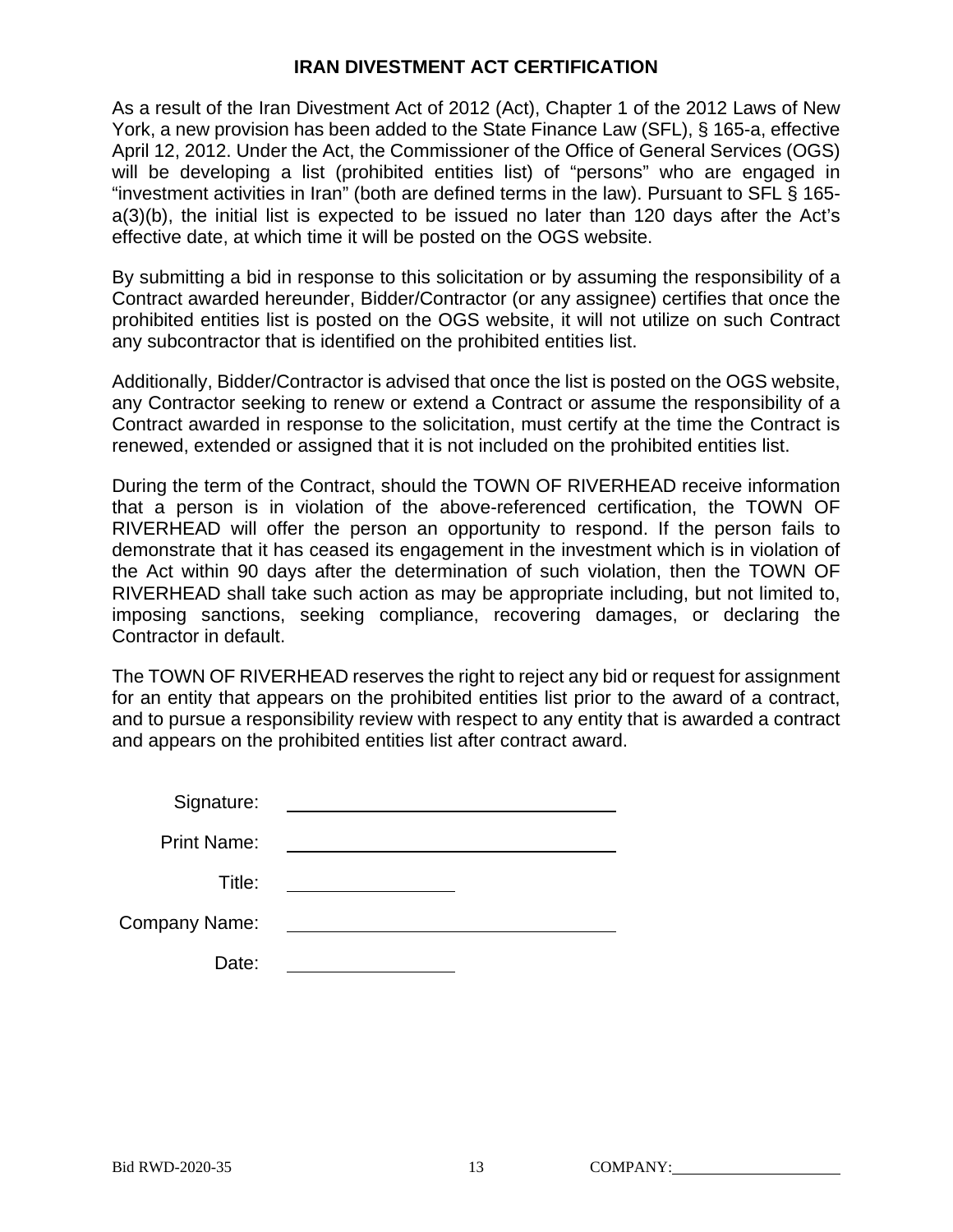## IRAN DIVESTMENT ACT CERTIFICATION

As a result of the Iran Divestment Act of 2012 (Act), Chapter 1 of the 2012 Laws of New York, a new provision has been added to the State Finance Law (SFL), § 165-a, effective April 12, 2012. Under the Act, the Commissioner of the Office of General Services (OGS) will be developing a list (prohibited entities list) of "persons" who are engaged in "investment activities in Iran" (both are defined terms in the law). Pursuant to SFL § 165-a(3)(b), the initial list is expected to be issued no later than 120 days after the Act's effective date, at which time it will be posted on the OGS website.

By submitting a bid in response to this solicitation or by assuming the responsibility of a Contract awarded hereunder, Bidder/Contractor (or any assignee) certifies that once the prohibited entities list is posted on the OGS website, it will not utilize on such Contract any subcontractor that is identified on the prohibited entities list.

Additionally, Bidder/Contractor is advised that once the list is posted on the OGS website, any Contractor seeking to renew or extend a Contract or assume the responsibility of a Contract awarded in response to the solicitation, must certify at the time the Contract is renewed, extended or assigned that it is not included on the prohibited entities list.

During the term of the Contract, should the TOWN OF RIVERHEAD receive information that a person is in violation of the above-referenced certification, the TOWN OF RIVERHEAD will offer the person an opportunity to respond. If the person fails to demonstrate that it has ceased its engagement in the investment which is in violation of the Act within 90 days after the determination of such violation, then the TOWN OF RIVERHEAD shall take such action as may be appropriate including, but not limited to, imposing sanctions, seeking compliance, recovering damages, or declaring the Contractor in default.

The TOWN OF RIVERHEAD reserves the right to reject any bid or request for assignment for an entity that appears on the prohibited entities list prior to the award of a contract, and to pursue a responsibility review with respect to any entity that is awarded a contract and appears on the prohibited entities list after contract award.

Signature: ______________________________

Print Name: ______________________________

Title: ________________

Company Name: ______________________________

Date: ________________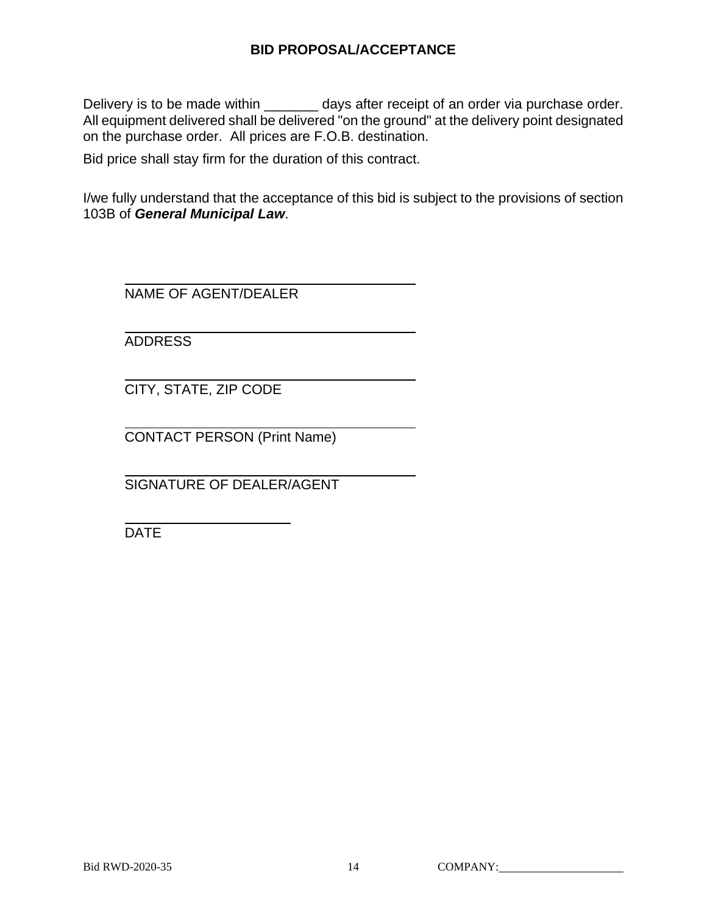## BID PROPOSAL/ACCEPTANCE

Delivery is to be made within _______ days after receipt of an order via purchase order. All equipment delivered shall be delivered "on the ground" at the delivery point designated on the purchase order. All prices are F.O.B. destination.

Bid price shall stay firm for the duration of this contract.

I/we fully understand that the acceptance of this bid is subject to the provisions of section 103B of ***General Municipal Law***.

______________________________________
NAME OF AGENT/DEALER

______________________________________
ADDRESS

______________________________________
CITY, STATE, ZIP CODE

______________________________________
CONTACT PERSON (Print Name)

______________________________________
SIGNATURE OF DEALER/AGENT

______________________
DATE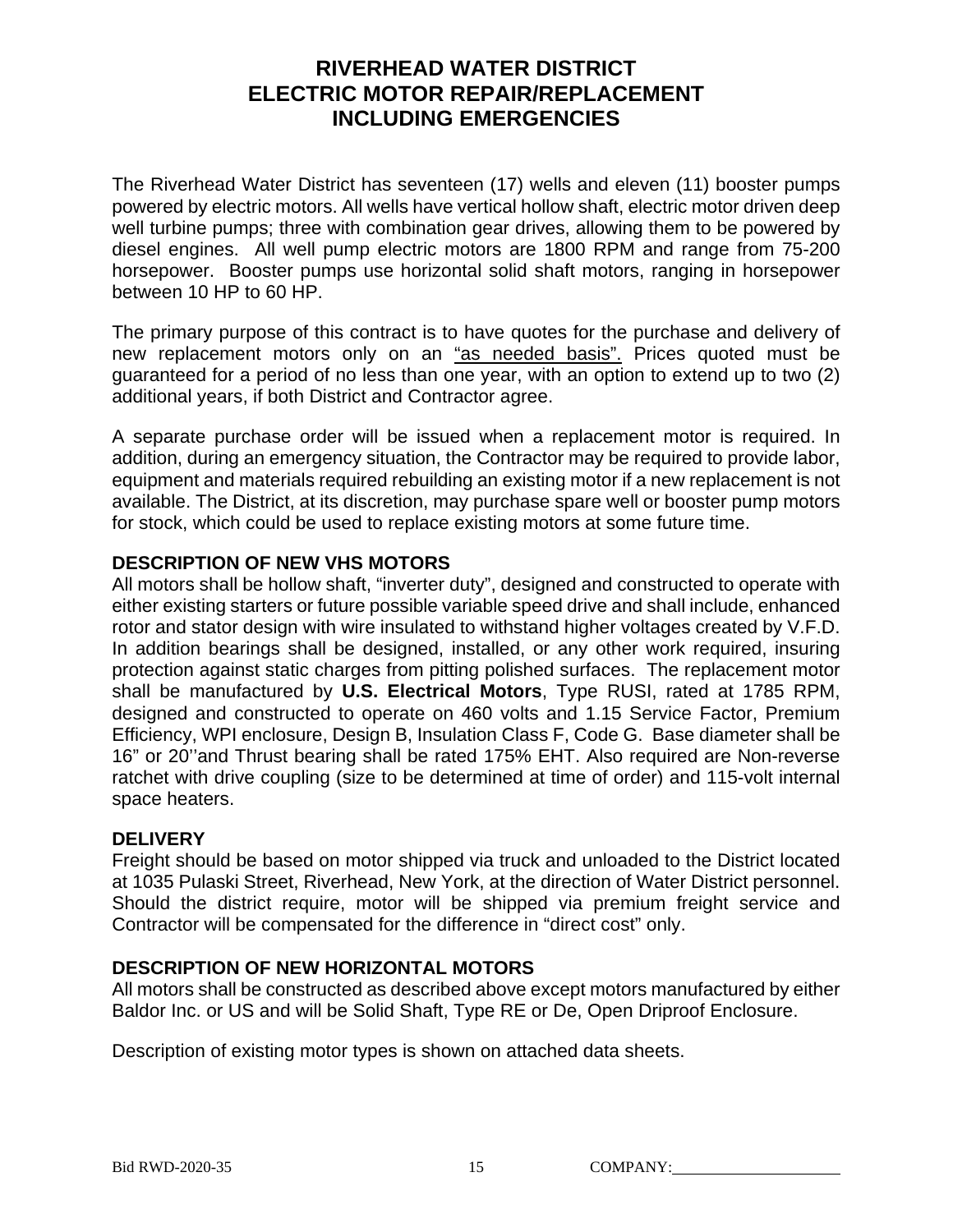# RIVERHEAD WATER DISTRICT
# ELECTRIC MOTOR REPAIR/REPLACEMENT
# INCLUDING EMERGENCIES

The Riverhead Water District has seventeen (17) wells and eleven (11) booster pumps powered by electric motors. All wells have vertical hollow shaft, electric motor driven deep well turbine pumps; three with combination gear drives, allowing them to be powered by diesel engines. All well pump electric motors are 1800 RPM and range from 75-200 horsepower. Booster pumps use horizontal solid shaft motors, ranging in horsepower between 10 HP to 60 HP.

The primary purpose of this contract is to have quotes for the purchase and delivery of new replacement motors only on an <u>"as needed basis".</u> Prices quoted must be guaranteed for a period of no less than one year, with an option to extend up to two (2) additional years, if both District and Contractor agree.

A separate purchase order will be issued when a replacement motor is required. In addition, during an emergency situation, the Contractor may be required to provide labor, equipment and materials required rebuilding an existing motor if a new replacement is not available. The District, at its discretion, may purchase spare well or booster pump motors for stock, which could be used to replace existing motors at some future time.

**DESCRIPTION OF NEW VHS MOTORS**

All motors shall be hollow shaft, "inverter duty", designed and constructed to operate with either existing starters or future possible variable speed drive and shall include, enhanced rotor and stator design with wire insulated to withstand higher voltages created by V.F.D. In addition bearings shall be designed, installed, or any other work required, insuring protection against static charges from pitting polished surfaces. The replacement motor shall be manufactured by **U.S. Electrical Motors**, Type RUSI, rated at 1785 RPM, designed and constructed to operate on 460 volts and 1.15 Service Factor, Premium Efficiency, WPI enclosure, Design B, Insulation Class F, Code G. Base diameter shall be 16" or 20''and Thrust bearing shall be rated 175% EHT. Also required are Non-reverse ratchet with drive coupling (size to be determined at time of order) and 115-volt internal space heaters.

**DELIVERY**

Freight should be based on motor shipped via truck and unloaded to the District located at 1035 Pulaski Street, Riverhead, New York, at the direction of Water District personnel. Should the district require, motor will be shipped via premium freight service and Contractor will be compensated for the difference in "direct cost" only.

**DESCRIPTION OF NEW HORIZONTAL MOTORS**

All motors shall be constructed as described above except motors manufactured by either Baldor Inc. or US and will be Solid Shaft, Type RE or De, Open Driproof Enclosure.

Description of existing motor types is shown on attached data sheets.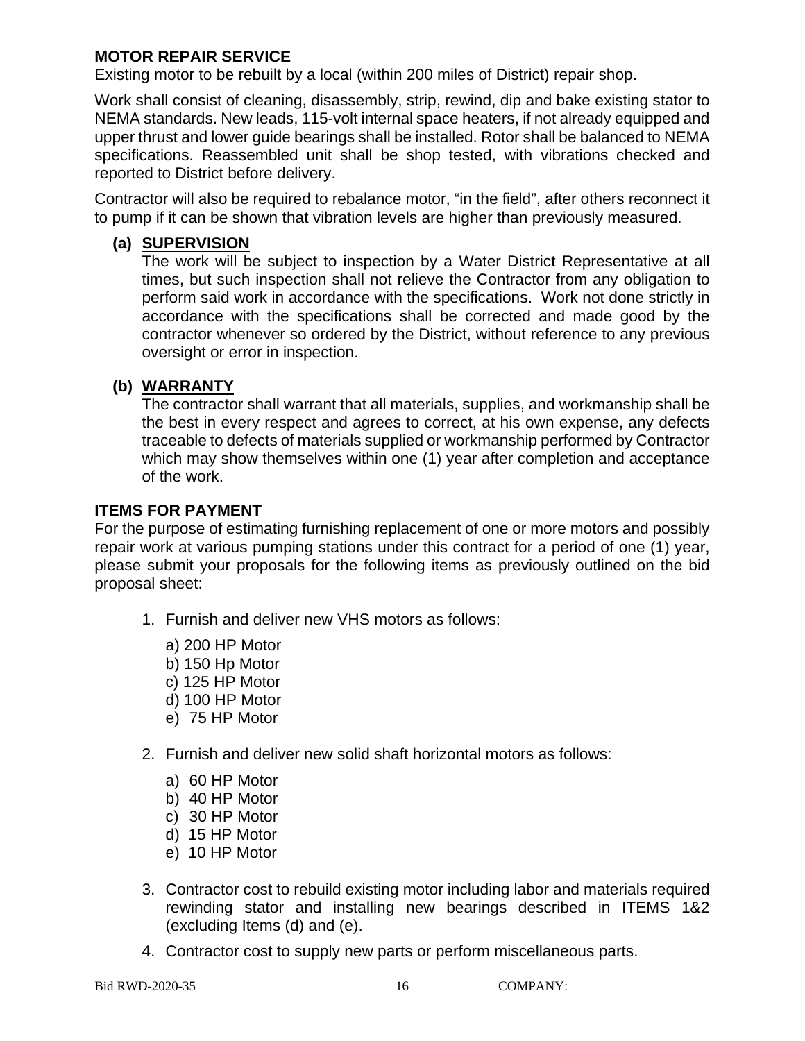## MOTOR REPAIR SERVICE

Existing motor to be rebuilt by a local (within 200 miles of District) repair shop.

Work shall consist of cleaning, disassembly, strip, rewind, dip and bake existing stator to NEMA standards. New leads, 115-volt internal space heaters, if not already equipped and upper thrust and lower guide bearings shall be installed. Rotor shall be balanced to NEMA specifications. Reassembled unit shall be shop tested, with vibrations checked and reported to District before delivery.

Contractor will also be required to rebalance motor, "in the field", after others reconnect it to pump if it can be shown that vibration levels are higher than previously measured.

**(a) SUPERVISION**

The work will be subject to inspection by a Water District Representative at all times, but such inspection shall not relieve the Contractor from any obligation to perform said work in accordance with the specifications. Work not done strictly in accordance with the specifications shall be corrected and made good by the contractor whenever so ordered by the District, without reference to any previous oversight or error in inspection.

**(b) WARRANTY**

The contractor shall warrant that all materials, supplies, and workmanship shall be the best in every respect and agrees to correct, at his own expense, any defects traceable to defects of materials supplied or workmanship performed by Contractor which may show themselves within one (1) year after completion and acceptance of the work.

## ITEMS FOR PAYMENT

For the purpose of estimating furnishing replacement of one or more motors and possibly repair work at various pumping stations under this contract for a period of one (1) year, please submit your proposals for the following items as previously outlined on the bid proposal sheet:

1. Furnish and deliver new VHS motors as follows:

   a) 200 HP Motor
   b) 150 Hp Motor
   c) 125 HP Motor
   d) 100 HP Motor
   e) 75 HP Motor

2. Furnish and deliver new solid shaft horizontal motors as follows:

   a) 60 HP Motor
   b) 40 HP Motor
   c) 30 HP Motor
   d) 15 HP Motor
   e) 10 HP Motor

3. Contractor cost to rebuild existing motor including labor and materials required rewinding stator and installing new bearings described in ITEMS 1&2 (excluding Items (d) and (e).

4. Contractor cost to supply new parts or perform miscellaneous parts.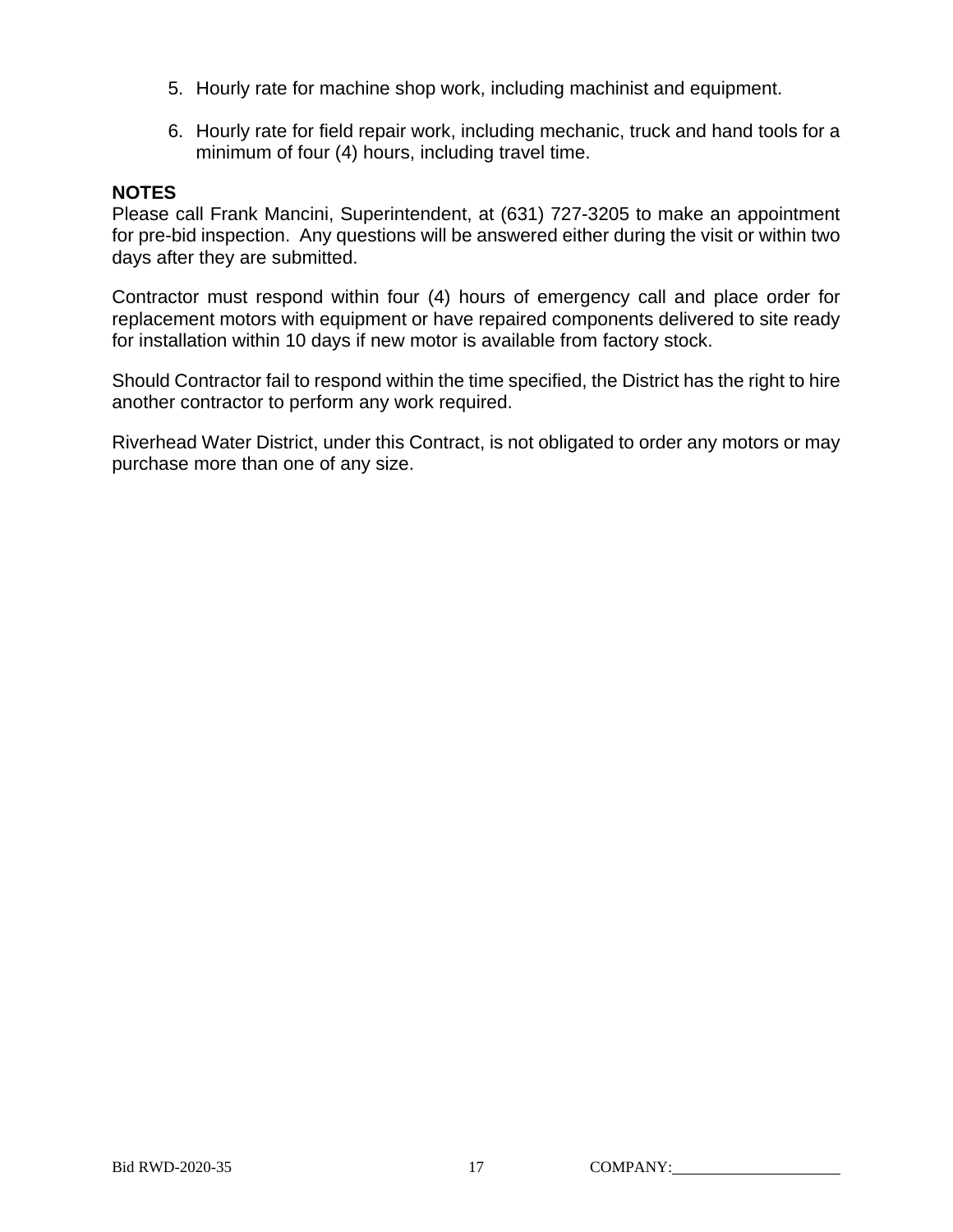5. Hourly rate for machine shop work, including machinist and equipment.

6. Hourly rate for field repair work, including mechanic, truck and hand tools for a minimum of four (4) hours, including travel time.

**NOTES**

Please call Frank Mancini, Superintendent, at (631) 727-3205 to make an appointment for pre-bid inspection. Any questions will be answered either during the visit or within two days after they are submitted.

Contractor must respond within four (4) hours of emergency call and place order for replacement motors with equipment or have repaired components delivered to site ready for installation within 10 days if new motor is available from factory stock.

Should Contractor fail to respond within the time specified, the District has the right to hire another contractor to perform any work required.

Riverhead Water District, under this Contract, is not obligated to order any motors or may purchase more than one of any size.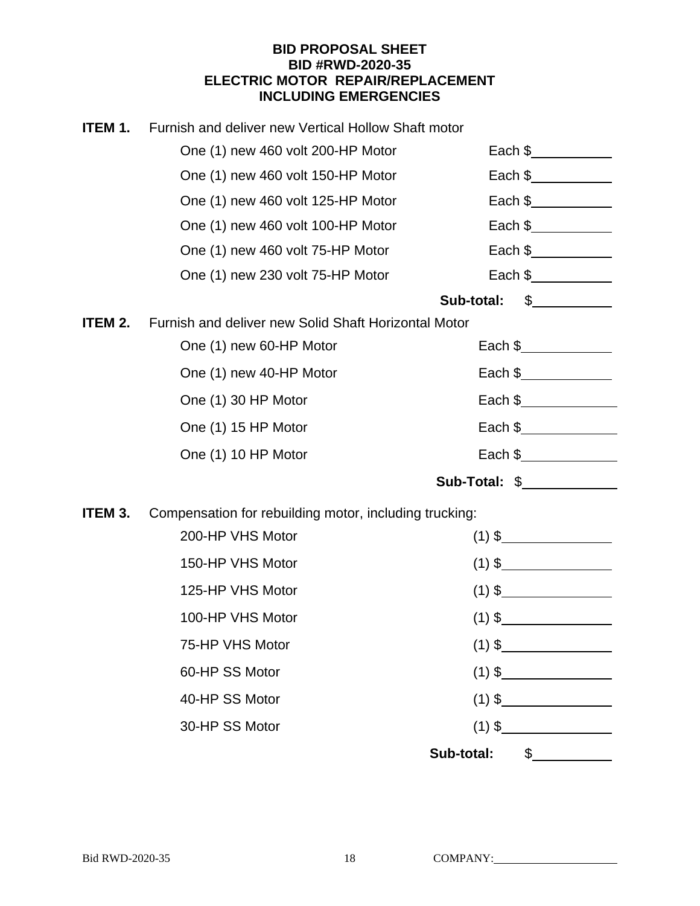**BID PROPOSAL SHEET**
**BID #RWD-2020-35**
**ELECTRIC MOTOR REPAIR/REPLACEMENT**
**INCLUDING EMERGENCIES**

**ITEM 1.** Furnish and deliver new Vertical Hollow Shaft motor

| | |
|---|---|
| One (1) new 460 volt 200-HP Motor | Each $__________ |
| One (1) new 460 volt 150-HP Motor | Each $__________ |
| One (1) new 460 volt 125-HP Motor | Each $__________ |
| One (1) new 460 volt 100-HP Motor | Each $__________ |
| One (1) new 460 volt 75-HP Motor | Each $__________ |
| One (1) new 230 volt 75-HP Motor | Each $__________ |
| **Sub-total:** | $__________ |

**ITEM 2.** Furnish and deliver new Solid Shaft Horizontal Motor

| | |
|---|---|
| One (1) new 60-HP Motor | Each $__________ |
| One (1) new 40-HP Motor | Each $__________ |
| One (1) 30 HP Motor | Each $__________ |
| One (1) 15 HP Motor | Each $__________ |
| One (1) 10 HP Motor | Each $__________ |
| **Sub-Total:** | $__________ |

**ITEM 3.** Compensation for rebuilding motor, including trucking:

| | |
|---|---|
| 200-HP VHS Motor | (1) $__________ |
| 150-HP VHS Motor | (1) $__________ |
| 125-HP VHS Motor | (1) $__________ |
| 100-HP VHS Motor | (1) $__________ |
| 75-HP VHS Motor | (1) $__________ |
| 60-HP SS Motor | (1) $__________ |
| 40-HP SS Motor | (1) $__________ |
| 30-HP SS Motor | (1) $__________ |
| **Sub-total:** | $__________ |

COMPANY:____________________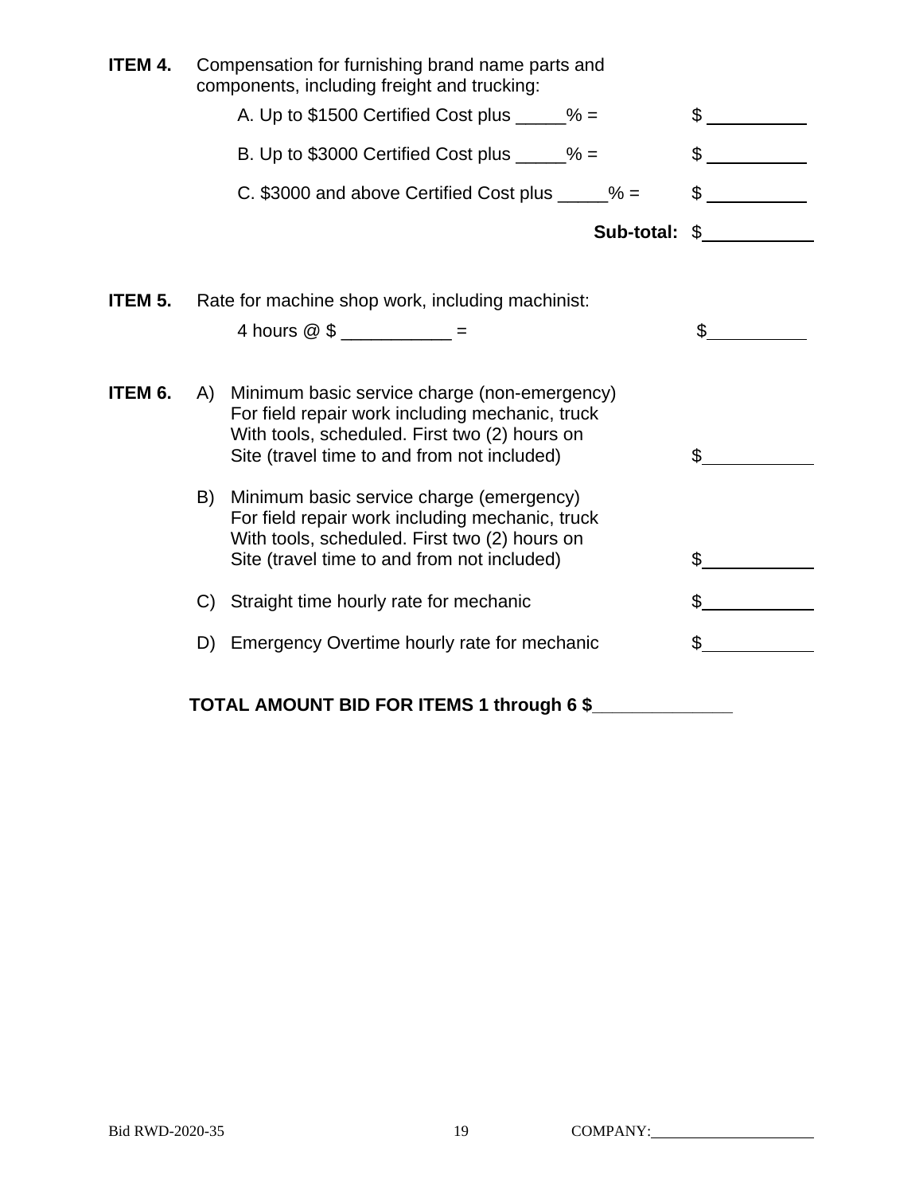**ITEM 4.** Compensation for furnishing brand name parts and components, including freight and trucking:

A. Up to $1500 Certified Cost plus _____% = $ __________

B. Up to $3000 Certified Cost plus _____% = $ __________

C. $3000 and above Certified Cost plus _____% = $ __________

**Sub-total:** $ __________

**ITEM 5.** Rate for machine shop work, including machinist:

4 hours @ $ ___________ = $ __________

**ITEM 6.**

A) Minimum basic service charge (non-emergency) For field repair work including mechanic, truck With tools, scheduled. First two (2) hours on Site (travel time to and from not included) $ __________

B) Minimum basic service charge (emergency) For field repair work including mechanic, truck With tools, scheduled. First two (2) hours on Site (travel time to and from not included) $ __________

C) Straight time hourly rate for mechanic $ __________

D) Emergency Overtime hourly rate for mechanic $ __________

**TOTAL AMOUNT BID FOR ITEMS 1 through 6 $______________**

Bid RWD-2020-35 COMPANY: __________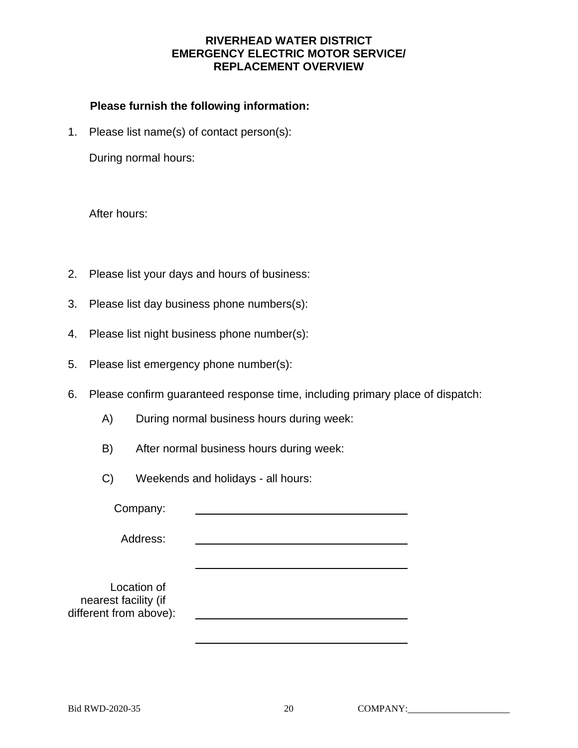# RIVERHEAD WATER DISTRICT
# EMERGENCY ELECTRIC MOTOR SERVICE/
# REPLACEMENT OVERVIEW

**Please furnish the following information:**

1. Please list name(s) of contact person(s):

   During normal hours:

   After hours:

2. Please list your days and hours of business:

3. Please list day business phone numbers(s):

4. Please list night business phone number(s):

5. Please list emergency phone number(s):

6. Please confirm guaranteed response time, including primary place of dispatch:

   A) During normal business hours during week:

   B) After normal business hours during week:

   C) Weekends and holidays - all hours:

Company: ______________________________

Address: ______________________________

______________________________

Location of nearest facility (if different from above): ______________________________

______________________________

Bid RWD-2020-35 COMPANY:____________________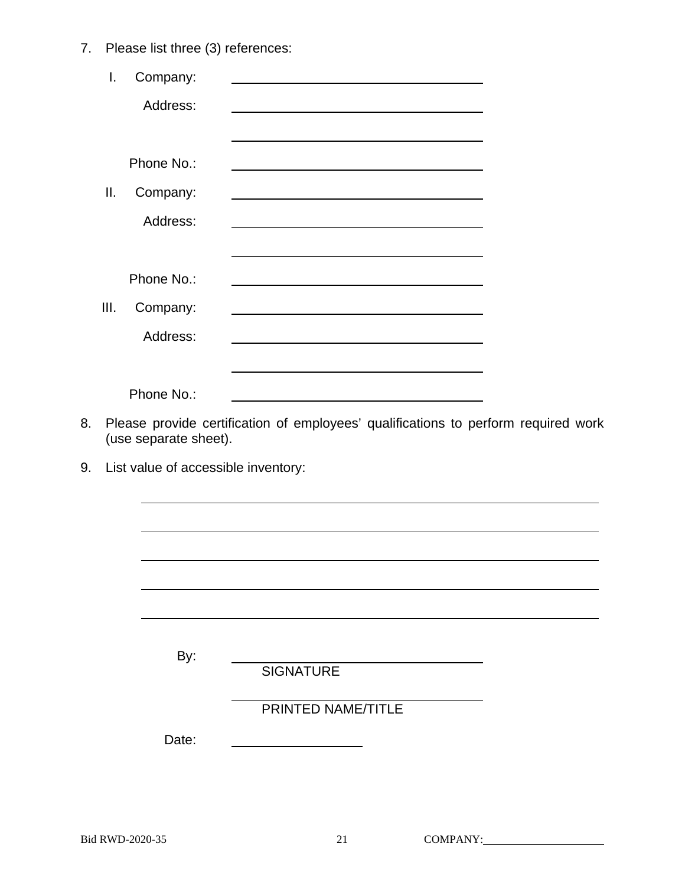7. Please list three (3) references:

   I. Company: ______________________________

      Address: ______________________________

      ______________________________

      Phone No.: ______________________________

   II. Company: ______________________________

      Address: ______________________________

      ______________________________

      Phone No.: ______________________________

   III. Company: ______________________________

      Address: ______________________________

      ______________________________

      Phone No.: ______________________________

8. Please provide certification of employees' qualifications to perform required work (use separate sheet).

9. List value of accessible inventory:

   ______________________________________________________

   ______________________________________________________

   ______________________________________________________

   ______________________________________________________

   ______________________________________________________

By: ______________________________
SIGNATURE

______________________________
PRINTED NAME/TITLE

Date: ____________________

Bid RWD-2020-35 COMPANY: ____________________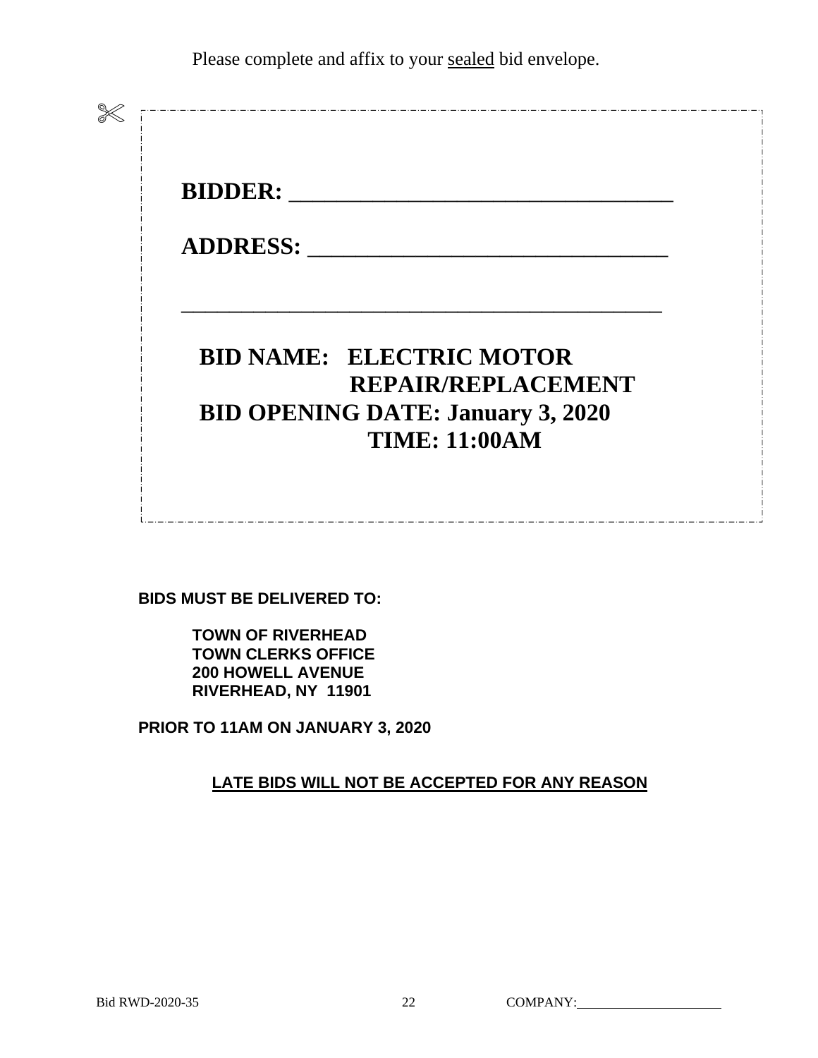Please complete and affix to your sealed bid envelope.

**BIDDER:** ___________________________________

**ADDRESS:** _________________________________

_____________________________________________

**BID NAME: ELECTRIC MOTOR REPAIR/REPLACEMENT**

**BID OPENING DATE: January 3, 2020**

**TIME: 11:00AM**

**BIDS MUST BE DELIVERED TO:**

**TOWN OF RIVERHEAD**
**TOWN CLERKS OFFICE**
**200 HOWELL AVENUE**
**RIVERHEAD, NY 11901**

**PRIOR TO 11AM ON JANUARY 3, 2020**

**LATE BIDS WILL NOT BE ACCEPTED FOR ANY REASON**